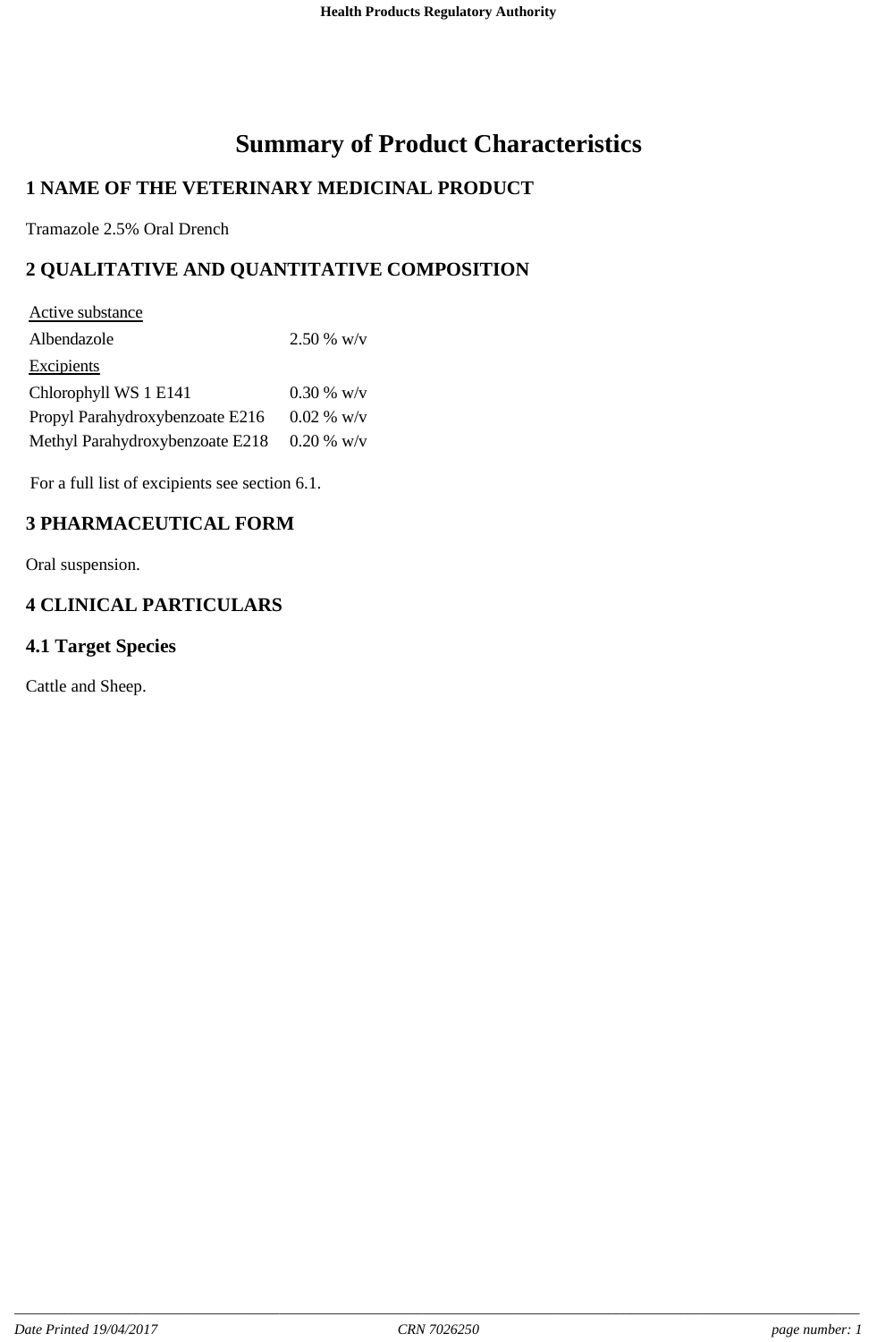# Summary of Product Characteristics

## 1 NAME OF THE VETERINARY MEDICINAL PRODUCT

Tramazole 2.5% Oral Drench

## 2 QUALITATIVE AND QUANTITATIVE COMPOSITION

| Active substance | |
|---|---|
| Albendazole | 2.50 % w/v |
| Excipients | |
| Chlorophyll WS 1 E141 | 0.30 % w/v |
| Propyl Parahydroxybenzoate E216 | 0.02 % w/v |
| Methyl Parahydroxybenzoate E218 | 0.20 % w/v |

For a full list of excipients see section 6.1.

## 3 PHARMACEUTICAL FORM

Oral suspension.

## 4 CLINICAL PARTICULARS

### 4.1 Target Species

Cattle and Sheep.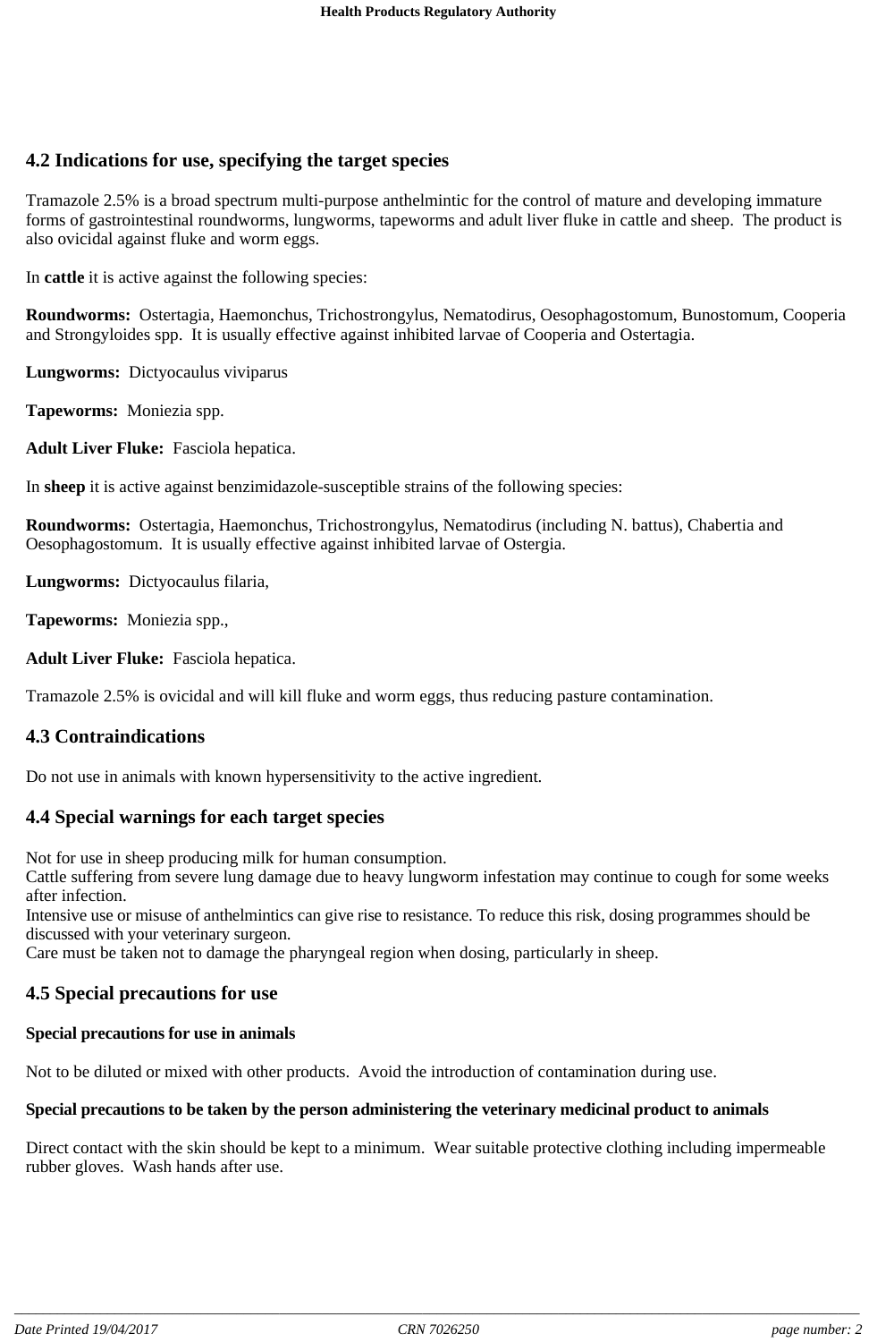## 4.2 Indications for use, specifying the target species

Tramazole 2.5% is a broad spectrum multi-purpose anthelmintic for the control of mature and developing immature forms of gastrointestinal roundworms, lungworms, tapeworms and adult liver fluke in cattle and sheep. The product is also ovicidal against fluke and worm eggs.

In **cattle** it is active against the following species:

**Roundworms:** Ostertagia, Haemonchus, Trichostrongylus, Nematodirus, Oesophagostomum, Bunostomum, Cooperia and Strongyloides spp. It is usually effective against inhibited larvae of Cooperia and Ostertagia.

**Lungworms:** Dictyocaulus viviparus

**Tapeworms:** Moniezia spp.

**Adult Liver Fluke:** Fasciola hepatica.

In **sheep** it is active against benzimidazole-susceptible strains of the following species:

**Roundworms:** Ostertagia, Haemonchus, Trichostrongylus, Nematodirus (including N. battus), Chabertia and Oesophagostomum. It is usually effective against inhibited larvae of Ostergia.

**Lungworms:** Dictyocaulus filaria,

**Tapeworms:** Moniezia spp.,

**Adult Liver Fluke:** Fasciola hepatica.

Tramazole 2.5% is ovicidal and will kill fluke and worm eggs, thus reducing pasture contamination.

## 4.3 Contraindications

Do not use in animals with known hypersensitivity to the active ingredient.

## 4.4 Special warnings for each target species

Not for use in sheep producing milk for human consumption.
Cattle suffering from severe lung damage due to heavy lungworm infestation may continue to cough for some weeks after infection.
Intensive use or misuse of anthelmintics can give rise to resistance. To reduce this risk, dosing programmes should be discussed with your veterinary surgeon.
Care must be taken not to damage the pharyngeal region when dosing, particularly in sheep.

## 4.5 Special precautions for use

**Special precautions for use in animals**

Not to be diluted or mixed with other products. Avoid the introduction of contamination during use.

**Special precautions to be taken by the person administering the veterinary medicinal product to animals**

Direct contact with the skin should be kept to a minimum. Wear suitable protective clothing including impermeable rubber gloves. Wash hands after use.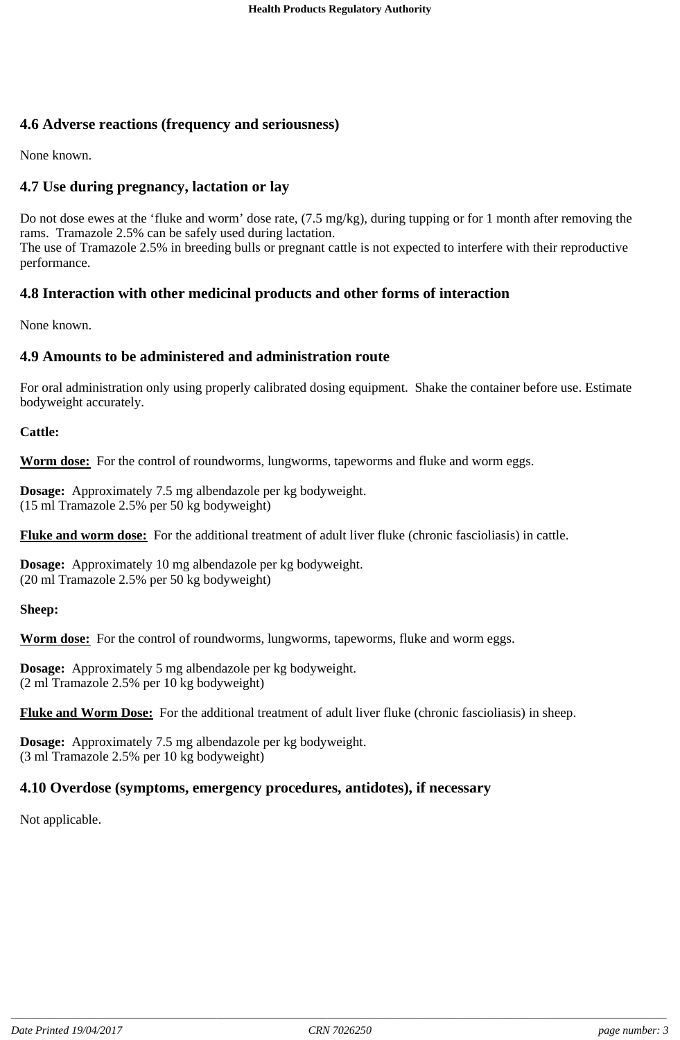## 4.6 Adverse reactions (frequency and seriousness)

None known.

## 4.7 Use during pregnancy, lactation or lay

Do not dose ewes at the 'fluke and worm' dose rate, (7.5 mg/kg), during tupping or for 1 month after removing the rams. Tramazole 2.5% can be safely used during lactation.
The use of Tramazole 2.5% in breeding bulls or pregnant cattle is not expected to interfere with their reproductive performance.

## 4.8 Interaction with other medicinal products and other forms of interaction

None known.

## 4.9 Amounts to be administered and administration route

For oral administration only using properly calibrated dosing equipment. Shake the container before use. Estimate bodyweight accurately.

**Cattle:**

**Worm dose:** For the control of roundworms, lungworms, tapeworms and fluke and worm eggs.

**Dosage:** Approximately 7.5 mg albendazole per kg bodyweight.
(15 ml Tramazole 2.5% per 50 kg bodyweight)

**Fluke and worm dose:** For the additional treatment of adult liver fluke (chronic fascioliasis) in cattle.

**Dosage:** Approximately 10 mg albendazole per kg bodyweight.
(20 ml Tramazole 2.5% per 50 kg bodyweight)

**Sheep:**

**Worm dose:** For the control of roundworms, lungworms, tapeworms, fluke and worm eggs.

**Dosage:** Approximately 5 mg albendazole per kg bodyweight.
(2 ml Tramazole 2.5% per 10 kg bodyweight)

**Fluke and Worm Dose:** For the additional treatment of adult liver fluke (chronic fascioliasis) in sheep.

**Dosage:** Approximately 7.5 mg albendazole per kg bodyweight.
(3 ml Tramazole 2.5% per 10 kg bodyweight)

## 4.10 Overdose (symptoms, emergency procedures, antidotes), if necessary

Not applicable.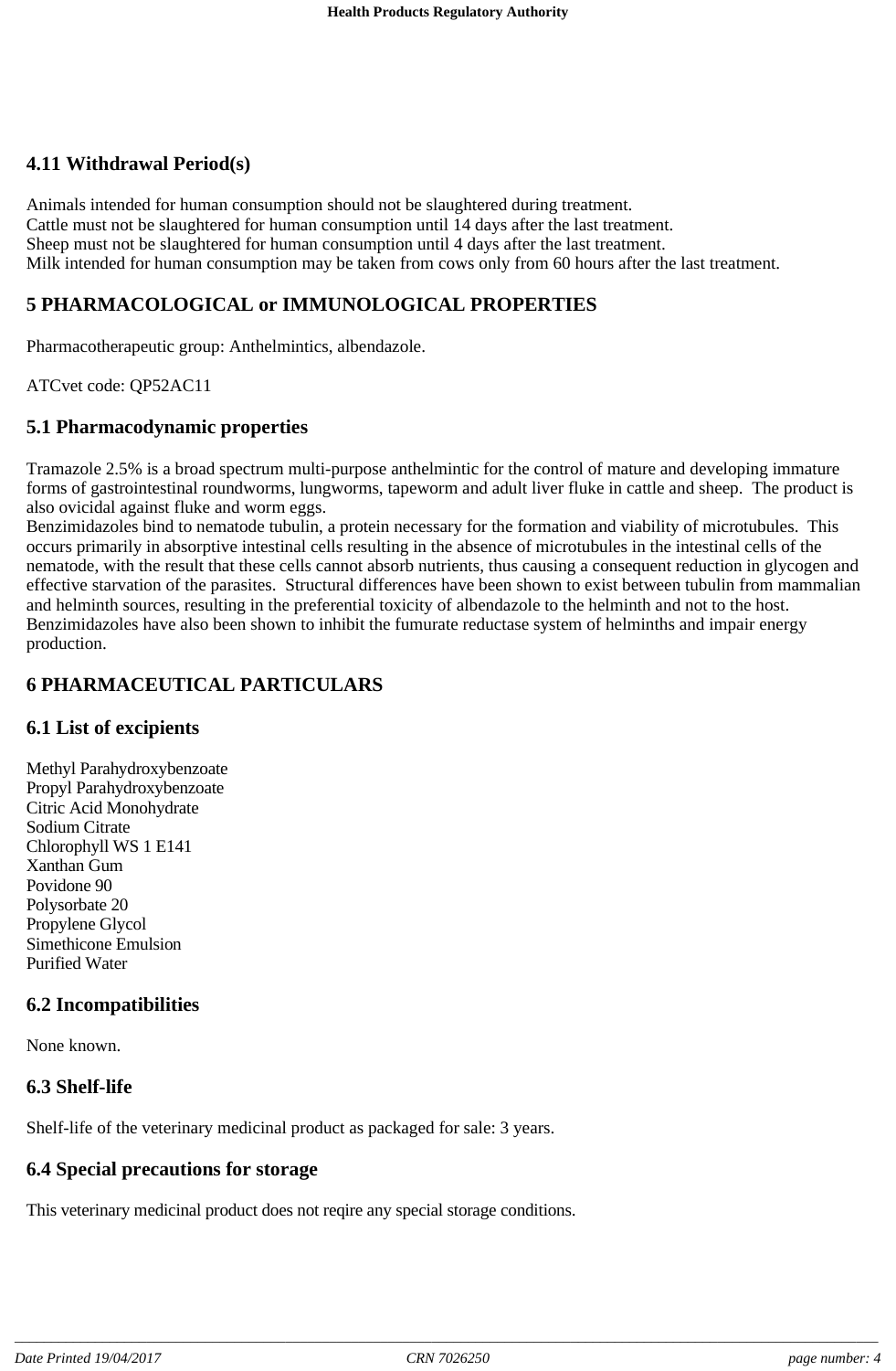## 4.11 Withdrawal Period(s)

Animals intended for human consumption should not be slaughtered during treatment.
Cattle must not be slaughtered for human consumption until 14 days after the last treatment.
Sheep must not be slaughtered for human consumption until 4 days after the last treatment.
Milk intended for human consumption may be taken from cows only from 60 hours after the last treatment.

## 5 PHARMACOLOGICAL or IMMUNOLOGICAL PROPERTIES

Pharmacotherapeutic group: Anthelmintics, albendazole.

ATCvet code: QP52AC11

## 5.1 Pharmacodynamic properties

Tramazole 2.5% is a broad spectrum multi-purpose anthelmintic for the control of mature and developing immature forms of gastrointestinal roundworms, lungworms, tapeworm and adult liver fluke in cattle and sheep. The product is also ovicidal against fluke and worm eggs.
Benzimidazoles bind to nematode tubulin, a protein necessary for the formation and viability of microtubules. This occurs primarily in absorptive intestinal cells resulting in the absence of microtubules in the intestinal cells of the nematode, with the result that these cells cannot absorb nutrients, thus causing a consequent reduction in glycogen and effective starvation of the parasites. Structural differences have been shown to exist between tubulin from mammalian and helminth sources, resulting in the preferential toxicity of albendazole to the helminth and not to the host.
Benzimidazoles have also been shown to inhibit the fumurate reductase system of helminths and impair energy production.

## 6 PHARMACEUTICAL PARTICULARS

## 6.1 List of excipients

Methyl Parahydroxybenzoate
Propyl Parahydroxybenzoate
Citric Acid Monohydrate
Sodium Citrate
Chlorophyll WS 1 E141
Xanthan Gum
Povidone 90
Polysorbate 20
Propylene Glycol
Simethicone Emulsion
Purified Water

## 6.2 Incompatibilities

None known.

## 6.3 Shelf-life

Shelf-life of the veterinary medicinal product as packaged for sale: 3 years.

## 6.4 Special precautions for storage

This veterinary medicinal product does not reqire any special storage conditions.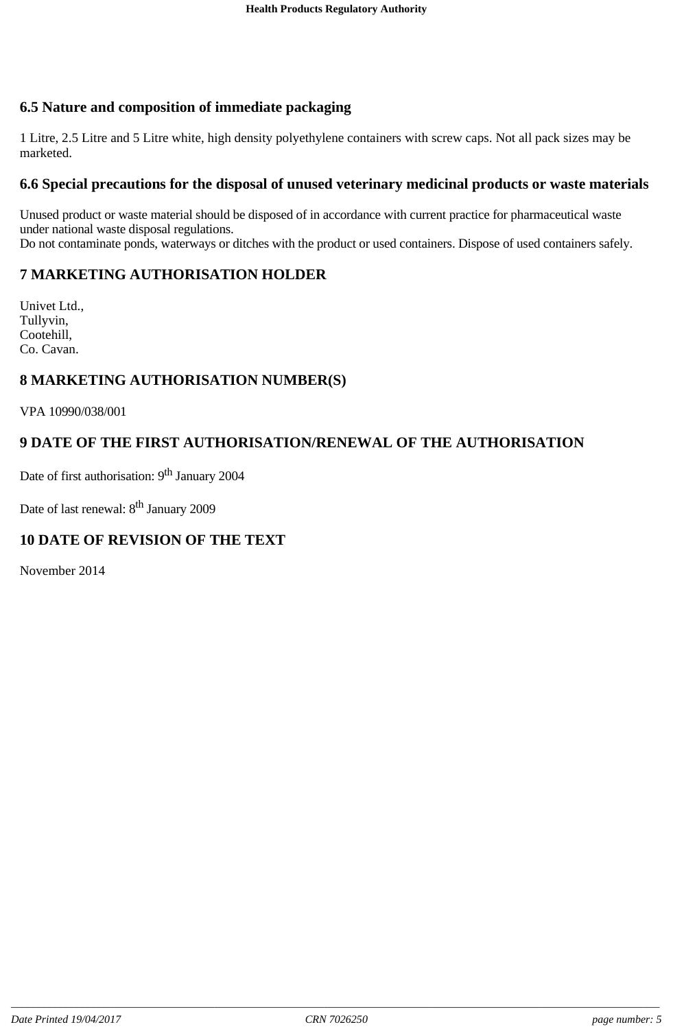## 6.5 Nature and composition of immediate packaging

1 Litre, 2.5 Litre and 5 Litre white, high density polyethylene containers with screw caps. Not all pack sizes may be marketed.

## 6.6 Special precautions for the disposal of unused veterinary medicinal products or waste materials

Unused product or waste material should be disposed of in accordance with current practice for pharmaceutical waste under national waste disposal regulations.
Do not contaminate ponds, waterways or ditches with the product or used containers. Dispose of used containers safely.

# 7 MARKETING AUTHORISATION HOLDER

Univet Ltd.,
Tullyvin,
Cootehill,
Co. Cavan.

# 8 MARKETING AUTHORISATION NUMBER(S)

VPA 10990/038/001

# 9 DATE OF THE FIRST AUTHORISATION/RENEWAL OF THE AUTHORISATION

Date of first authorisation: 9th January 2004

Date of last renewal: 8th January 2009

# 10 DATE OF REVISION OF THE TEXT

November 2014